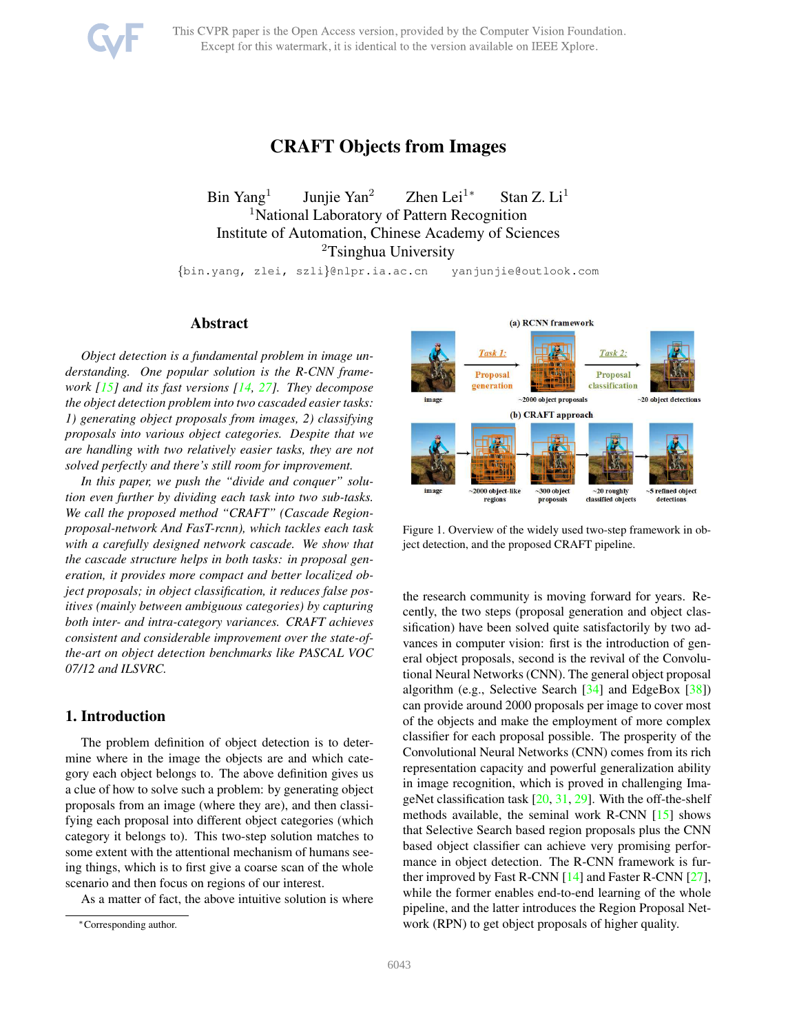# CRAFT Objects from Images

Bin Yang[1] Junjie Yan[2] Zhen Lei[1*] Stan Z. Li[1]

[1]National Laboratory of Pattern Recognition
Institute of Automation, Chinese Academy of Sciences
[2]Tsinghua University

{bin.yang, zlei, szli}@nlpr.ia.ac.cn yanjunjie@outlook.com

## Abstract

*Object detection is a fundamental problem in image understanding. One popular solution is the R-CNN framework [15] and its fast versions [14, 27]. They decompose the object detection problem into two cascaded easier tasks: 1) generating object proposals from images, 2) classifying proposals into various object categories. Despite that we are handling with two relatively easier tasks, they are not solved perfectly and there's still room for improvement.*

*In this paper, we push the "divide and conquer" solution even further by dividing each task into two sub-tasks. We call the proposed method "CRAFT" (Cascade Region-proposal-network And FasT-rcnn), which tackles each task with a carefully designed network cascade. We show that the cascade structure helps in both tasks: in proposal generation, it provides more compact and better localized object proposals; in object classification, it reduces false positives (mainly between ambiguous categories) by capturing both inter- and intra-category variances. CRAFT achieves consistent and considerable improvement over the state-of-the-art on object detection benchmarks like PASCAL VOC 07/12 and ILSVRC.*

Figure 1. Overview of the widely used two-step framework in object detection, and the proposed CRAFT pipeline.

## 1. Introduction

The problem definition of object detection is to determine where in the image the objects are and which category each object belongs to. The above definition gives us a clue of how to solve such a problem: by generating object proposals from an image (where they are), and then classifying each proposal into different object categories (which category it belongs to). This two-step solution matches to some extent with the attentional mechanism of humans seeing things, which is to first give a coarse scan of the whole scenario and then focus on regions of our interest.

As a matter of fact, the above intuitive solution is where the research community is moving forward for years. Recently, the two steps (proposal generation and object classification) have been solved quite satisfactorily by two advances in computer vision: first is the introduction of general object proposals, second is the revival of the Convolutional Neural Networks (CNN). The general object proposal algorithm (e.g., Selective Search [34] and EdgeBox [38]) can provide around 2000 proposals per image to cover most of the objects and make the employment of more complex classifier for each proposal possible. The prosperity of the Convolutional Neural Networks (CNN) comes from its rich representation capacity and powerful generalization ability in image recognition, which is proved in challenging ImageNet classification task [20, 31, 29]. With the off-the-shelf methods available, the seminal work R-CNN [15] shows that Selective Search based region proposals plus the CNN based object classifier can achieve very promising performance in object detection. The R-CNN framework is further improved by Fast R-CNN [14] and Faster R-CNN [27], while the former enables end-to-end learning of the whole pipeline, and the latter introduces the Region Proposal Network (RPN) to get object proposals of higher quality.

*Corresponding author.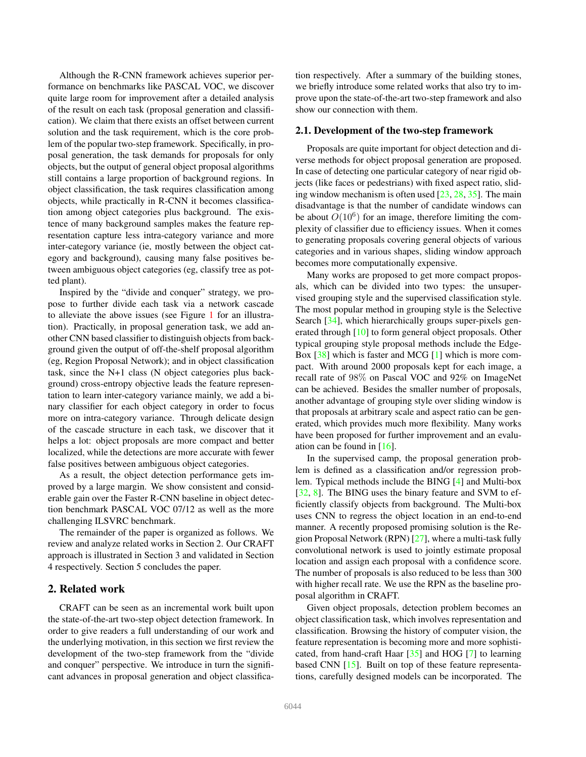Although the R-CNN framework achieves superior performance on benchmarks like PASCAL VOC, we discover quite large room for improvement after a detailed analysis of the result on each task (proposal generation and classification). We claim that there exists an offset between current solution and the task requirement, which is the core problem of the popular two-step framework. Specifically, in proposal generation, the task demands for proposals for only objects, but the output of general object proposal algorithms still contains a large proportion of background regions. In object classification, the task requires classification among objects, while practically in R-CNN it becomes classification among object categories plus background. The existence of many background samples makes the feature representation capture less intra-category variance and more inter-category variance (ie, mostly between the object category and background), causing many false positives between ambiguous object categories (eg, classify tree as potted plant).

Inspired by the "divide and conquer" strategy, we propose to further divide each task via a network cascade to alleviate the above issues (see Figure 1 for an illustration). Practically, in proposal generation task, we add another CNN based classifier to distinguish objects from background given the output of off-the-shelf proposal algorithm (eg, Region Proposal Network); and in object classification task, since the N+1 class (N object categories plus background) cross-entropy objective leads the feature representation to learn inter-category variance mainly, we add a binary classifier for each object category in order to focus more on intra-category variance. Through delicate design of the cascade structure in each task, we discover that it helps a lot: object proposals are more compact and better localized, while the detections are more accurate with fewer false positives between ambiguous object categories.

As a result, the object detection performance gets improved by a large margin. We show consistent and considerable gain over the Faster R-CNN baseline in object detection benchmark PASCAL VOC 07/12 as well as the more challenging ILSVRC benchmark.

The remainder of the paper is organized as follows. We review and analyze related works in Section 2. Our CRAFT approach is illustrated in Section 3 and validated in Section 4 respectively. Section 5 concludes the paper.

## 2. Related work

CRAFT can be seen as an incremental work built upon the state-of-the-art two-step object detection framework. In order to give readers a full understanding of our work and the underlying motivation, in this section we first review the development of the two-step framework from the "divide and conquer" perspective. We introduce in turn the significant advances in proposal generation and object classification respectively. After a summary of the building stones, we briefly introduce some related works that also try to improve upon the state-of-the-art two-step framework and also show our connection with them.

### 2.1. Development of the two-step framework

Proposals are quite important for object detection and diverse methods for object proposal generation are proposed. In case of detecting one particular category of near rigid objects (like faces or pedestrians) with fixed aspect ratio, sliding window mechanism is often used [23, 28, 35]. The main disadvantage is that the number of candidate windows can be about $O(10^6)$ for an image, therefore limiting the complexity of classifier due to efficiency issues. When it comes to generating proposals covering general objects of various categories and in various shapes, sliding window approach becomes more computationally expensive.

Many works are proposed to get more compact proposals, which can be divided into two types: the unsupervised grouping style and the supervised classification style. The most popular method in grouping style is the Selective Search [34], which hierarchically groups super-pixels generated through [10] to form general object proposals. Other typical grouping style proposal methods include the EdgeBox [38] which is faster and MCG [1] which is more compact. With around 2000 proposals kept for each image, a recall rate of 98% on Pascal VOC and 92% on ImageNet can be achieved. Besides the smaller number of proposals, another advantage of grouping style over sliding window is that proposals at arbitrary scale and aspect ratio can be generated, which provides much more flexibility. Many works have been proposed for further improvement and an evaluation can be found in [16].

In the supervised camp, the proposal generation problem is defined as a classification and/or regression problem. Typical methods include the BING [4] and Multi-box [32, 8]. The BING uses the binary feature and SVM to efficiently classify objects from background. The Multi-box uses CNN to regress the object location in an end-to-end manner. A recently proposed promising solution is the Region Proposal Network (RPN) [27], where a multi-task fully convolutional network is used to jointly estimate proposal location and assign each proposal with a confidence score. The number of proposals is also reduced to be less than 300 with higher recall rate. We use the RPN as the baseline proposal algorithm in CRAFT.

Given object proposals, detection problem becomes an object classification task, which involves representation and classification. Browsing the history of computer vision, the feature representation is becoming more and more sophisticated, from hand-craft Haar [35] and HOG [7] to learning based CNN [15]. Built on top of these feature representations, carefully designed models can be incorporated. The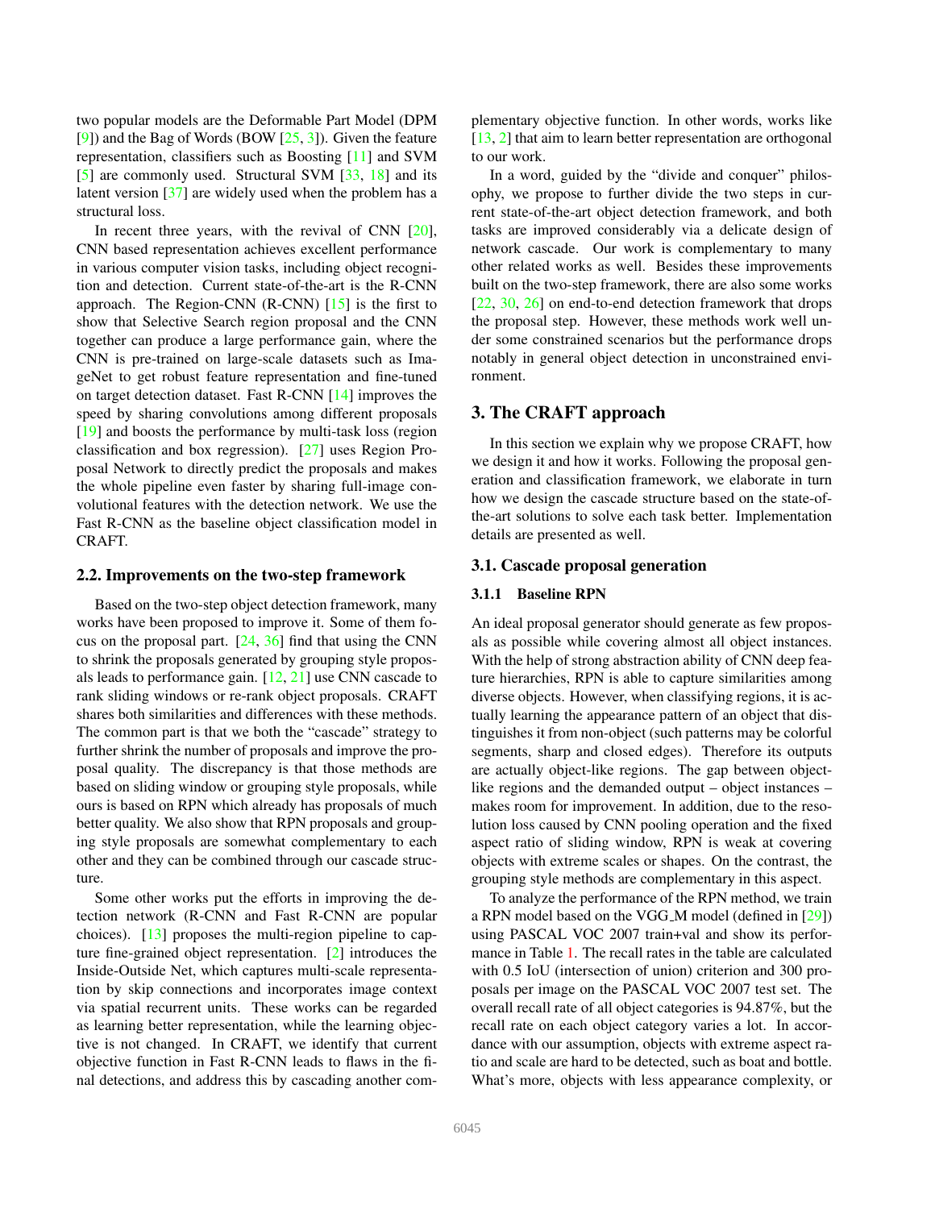two popular models are the Deformable Part Model (DPM [9]) and the Bag of Words (BOW [25, 3]). Given the feature representation, classifiers such as Boosting [11] and SVM [5] are commonly used. Structural SVM [33, 18] and its latent version [37] are widely used when the problem has a structural loss.

In recent three years, with the revival of CNN [20], CNN based representation achieves excellent performance in various computer vision tasks, including object recognition and detection. Current state-of-the-art is the R-CNN approach. The Region-CNN (R-CNN) [15] is the first to show that Selective Search region proposal and the CNN together can produce a large performance gain, where the CNN is pre-trained on large-scale datasets such as ImageNet to get robust feature representation and fine-tuned on target detection dataset. Fast R-CNN [14] improves the speed by sharing convolutions among different proposals [19] and boosts the performance by multi-task loss (region classification and box regression). [27] uses Region Proposal Network to directly predict the proposals and makes the whole pipeline even faster by sharing full-image convolutional features with the detection network. We use the Fast R-CNN as the baseline object classification model in CRAFT.

### 2.2. Improvements on the two-step framework

Based on the two-step object detection framework, many works have been proposed to improve it. Some of them focus on the proposal part. [24, 36] find that using the CNN to shrink the proposals generated by grouping style proposals leads to performance gain. [12, 21] use CNN cascade to rank sliding windows or re-rank object proposals. CRAFT shares both similarities and differences with these methods. The common part is that we both the "cascade" strategy to further shrink the number of proposals and improve the proposal quality. The discrepancy is that those methods are based on sliding window or grouping style proposals, while ours is based on RPN which already has proposals of much better quality. We also show that RPN proposals and grouping style proposals are somewhat complementary to each other and they can be combined through our cascade structure.

Some other works put the efforts in improving the detection network (R-CNN and Fast R-CNN are popular choices). [13] proposes the multi-region pipeline to capture fine-grained object representation. [2] introduces the Inside-Outside Net, which captures multi-scale representation by skip connections and incorporates image context via spatial recurrent units. These works can be regarded as learning better representation, while the learning objective is not changed. In CRAFT, we identify that current objective function in Fast R-CNN leads to flaws in the final detections, and address this by cascading another complementary objective function. In other words, works like [13, 2] that aim to learn better representation are orthogonal to our work.

In a word, guided by the "divide and conquer" philosophy, we propose to further divide the two steps in current state-of-the-art object detection framework, and both tasks are improved considerably via a delicate design of network cascade. Our work is complementary to many other related works as well. Besides these improvements built on the two-step framework, there are also some works [22, 30, 26] on end-to-end detection framework that drops the proposal step. However, these methods work well under some constrained scenarios but the performance drops notably in general object detection in unconstrained environment.

## 3. The CRAFT approach

In this section we explain why we propose CRAFT, how we design it and how it works. Following the proposal generation and classification framework, we elaborate in turn how we design the cascade structure based on the state-of-the-art solutions to solve each task better. Implementation details are presented as well.

### 3.1. Cascade proposal generation

#### 3.1.1 Baseline RPN

An ideal proposal generator should generate as few proposals as possible while covering almost all object instances. With the help of strong abstraction ability of CNN deep feature hierarchies, RPN is able to capture similarities among diverse objects. However, when classifying regions, it is actually learning the appearance pattern of an object that distinguishes it from non-object (such patterns may be colorful segments, sharp and closed edges). Therefore its outputs are actually object-like regions. The gap between object-like regions and the demanded output – object instances – makes room for improvement. In addition, due to the resolution loss caused by CNN pooling operation and the fixed aspect ratio of sliding window, RPN is weak at covering objects with extreme scales or shapes. On the contrast, the grouping style methods are complementary in this aspect.

To analyze the performance of the RPN method, we train a RPN model based on the VGG_M model (defined in [29]) using PASCAL VOC 2007 train+val and show its performance in Table 1. The recall rates in the table are calculated with 0.5 IoU (intersection of union) criterion and 300 proposals per image on the PASCAL VOC 2007 test set. The overall recall rate of all object categories is 94.87%, but the recall rate on each object category varies a lot. In accordance with our assumption, objects with extreme aspect ratio and scale are hard to be detected, such as boat and bottle. What's more, objects with less appearance complexity, or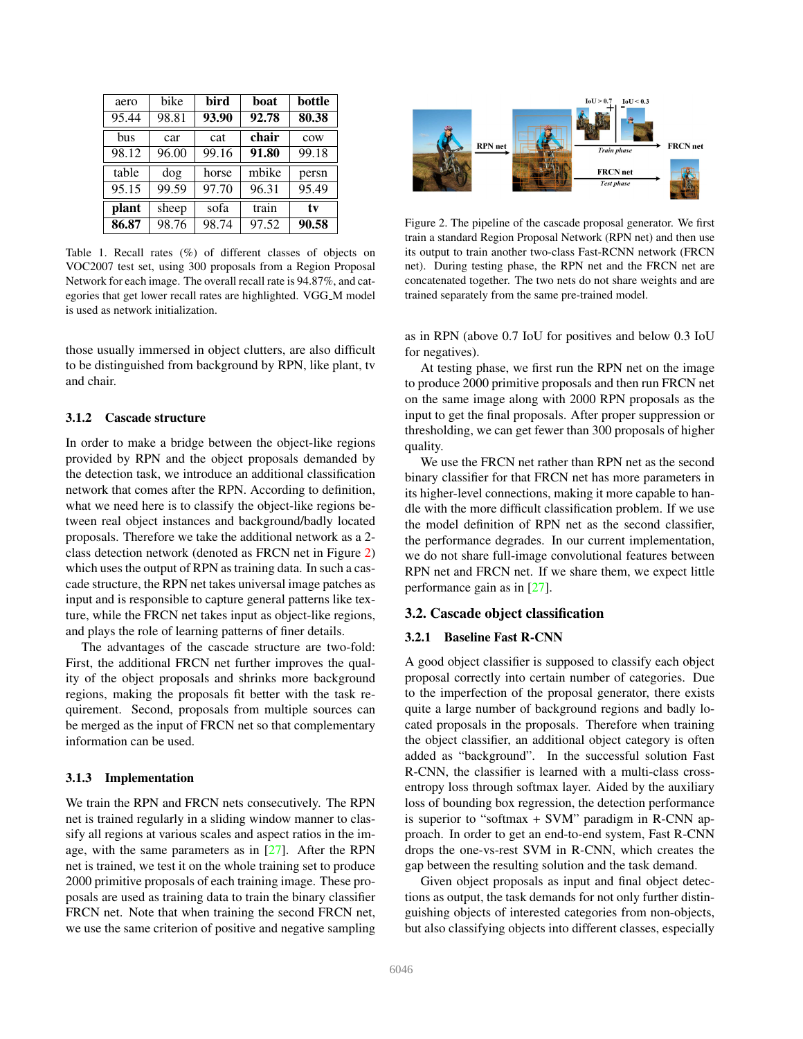| aero | bike | **bird** | **boat** | **bottle** |
|---|---|---|---|---|
| 95.44 | 98.81 | **93.90** | **92.78** | **80.38** |
| bus | car | cat | **chair** | cow |
| 98.12 | 96.00 | 99.16 | **91.80** | 99.18 |
| table | dog | horse | mbike | persn |
| 95.15 | 99.59 | 97.70 | 96.31 | 95.49 |
| **plant** | sheep | sofa | train | **tv** |
| **86.87** | 98.76 | 98.74 | 97.52 | **90.58** |

Table 1. Recall rates (%) of different classes of objects on VOC2007 test set, using 300 proposals from a Region Proposal Network for each image. The overall recall rate is 94.87%, and categories that get lower recall rates are highlighted. VGG_M model is used as network initialization.

those usually immersed in object clutters, are also difficult to be distinguished from background by RPN, like plant, tv and chair.

#### 3.1.2 Cascade structure

In order to make a bridge between the object-like regions provided by RPN and the object proposals demanded by the detection task, we introduce an additional classification network that comes after the RPN. According to definition, what we need here is to classify the object-like regions between real object instances and background/badly located proposals. Therefore we take the additional network as a 2-class detection network (denoted as FRCN net in Figure 2) which uses the output of RPN as training data. In such a cascade structure, the RPN net takes universal image patches as input and is responsible to capture general patterns like texture, while the FRCN net takes input as object-like regions, and plays the role of learning patterns of finer details.

The advantages of the cascade structure are two-fold: First, the additional FRCN net further improves the quality of the object proposals and shrinks more background regions, making the proposals fit better with the task requirement. Second, proposals from multiple sources can be merged as the input of FRCN net so that complementary information can be used.

#### 3.1.3 Implementation

We train the RPN and FRCN nets consecutively. The RPN net is trained regularly in a sliding window manner to classify all regions at various scales and aspect ratios in the image, with the same parameters as in [27]. After the RPN net is trained, we test it on the whole training set to produce 2000 primitive proposals of each training image. These proposals are used as training data to train the binary classifier FRCN net. Note that when training the second FRCN net, we use the same criterion of positive and negative sampling

Figure 2. The pipeline of the cascade proposal generator. We first train a standard Region Proposal Network (RPN net) and then use its output to train another two-class Fast-RCNN network (FRCN net). During testing phase, the RPN net and the FRCN net are concatenated together. The two nets do not share weights and are trained separately from the same pre-trained model.

as in RPN (above 0.7 IoU for positives and below 0.3 IoU for negatives).

At testing phase, we first run the RPN net on the image to produce 2000 primitive proposals and then run FRCN net on the same image along with 2000 RPN proposals as the input to get the final proposals. After proper suppression or thresholding, we can get fewer than 300 proposals of higher quality.

We use the FRCN net rather than RPN net as the second binary classifier for that FRCN net has more parameters in its higher-level connections, making it more capable to handle with the more difficult classification problem. If we use the model definition of RPN net as the second classifier, the performance degrades. In our current implementation, we do not share full-image convolutional features between RPN net and FRCN net. If we share them, we expect little performance gain as in [27].

### 3.2. Cascade object classification

#### 3.2.1 Baseline Fast R-CNN

A good object classifier is supposed to classify each object proposal correctly into certain number of categories. Due to the imperfection of the proposal generator, there exists quite a large number of background regions and badly located proposals in the proposals. Therefore when training the object classifier, an additional object category is often added as "background". In the successful solution Fast R-CNN, the classifier is learned with a multi-class cross-entropy loss through softmax layer. Aided by the auxiliary loss of bounding box regression, the detection performance is superior to "softmax + SVM" paradigm in R-CNN approach. In order to get an end-to-end system, Fast R-CNN drops the one-vs-rest SVM in R-CNN, which creates the gap between the resulting solution and the task demand.

Given object proposals as input and final object detections as output, the task demands for not only further distinguishing objects of interested categories from non-objects, but also classifying objects into different classes, especially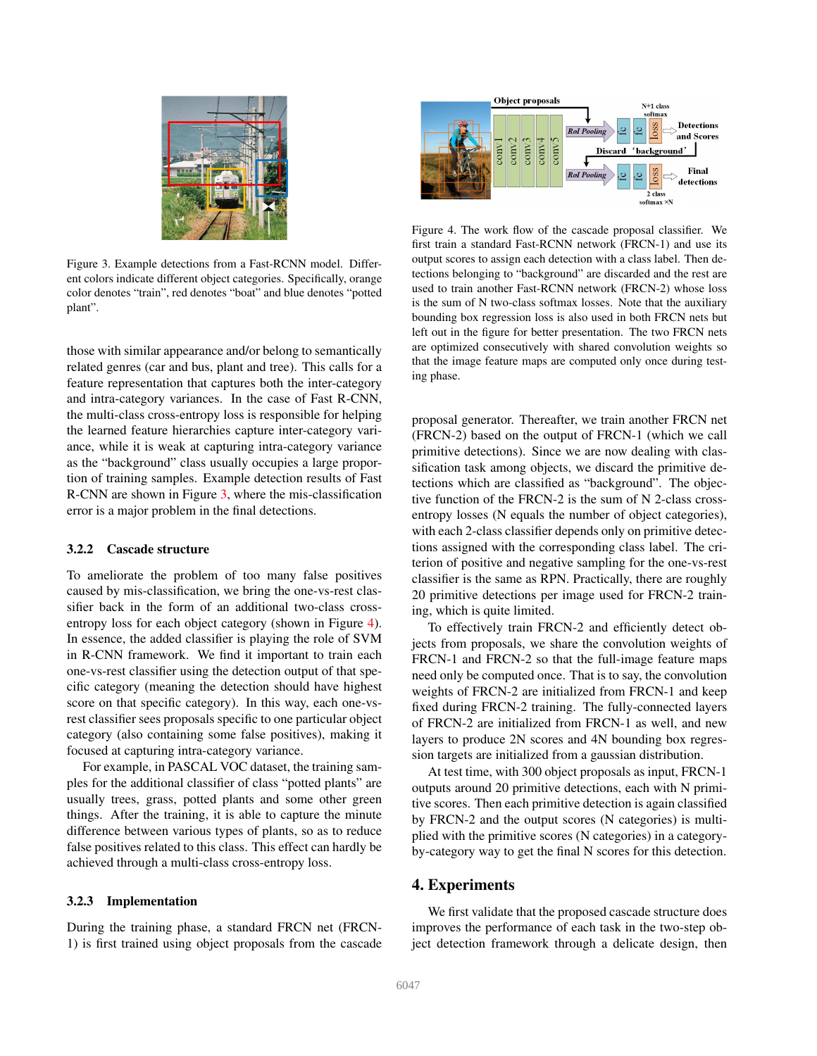Figure 3. Example detections from a Fast-RCNN model. Different colors indicate different object categories. Specifically, orange color denotes "train", red denotes "boat" and blue denotes "potted plant".

Figure 4. The work flow of the cascade proposal classifier. We first train a standard Fast-RCNN network (FRCN-1) and use its output scores to assign each detection with a class label. Then detections belonging to "background" are discarded and the rest are used to train another Fast-RCNN network (FRCN-2) whose loss is the sum of N two-class softmax losses. Note that the auxiliary bounding box regression loss is also used in both FRCN nets but left out in the figure for better presentation. The two FRCN nets are optimized consecutively with shared convolution weights so that the image feature maps are computed only once during testing phase.

those with similar appearance and/or belong to semantically related genres (car and bus, plant and tree). This calls for a feature representation that captures both the inter-category and intra-category variances. In the case of Fast R-CNN, the multi-class cross-entropy loss is responsible for helping the learned feature hierarchies capture inter-category variance, while it is weak at capturing intra-category variance as the "background" class usually occupies a large proportion of training samples. Example detection results of Fast R-CNN are shown in Figure 3, where the mis-classification error is a major problem in the final detections.

#### 3.2.2 Cascade structure

To ameliorate the problem of too many false positives caused by mis-classification, we bring the one-vs-rest classifier back in the form of an additional two-class cross-entropy loss for each object category (shown in Figure 4). In essence, the added classifier is playing the role of SVM in R-CNN framework. We find it important to train each one-vs-rest classifier using the detection output of that specific category (meaning the detection should have highest score on that specific category). In this way, each one-vs-rest classifier sees proposals specific to one particular object category (also containing some false positives), making it focused at capturing intra-category variance.

For example, in PASCAL VOC dataset, the training samples for the additional classifier of class "potted plants" are usually trees, grass, potted plants and some other green things. After the training, it is able to capture the minute difference between various types of plants, so as to reduce false positives related to this class. This effect can hardly be achieved through a multi-class cross-entropy loss.

#### 3.2.3 Implementation

During the training phase, a standard FRCN net (FRCN-1) is first trained using object proposals from the cascade proposal generator. Thereafter, we train another FRCN net (FRCN-2) based on the output of FRCN-1 (which we call primitive detections). Since we are now dealing with classification task among objects, we discard the primitive detections which are classified as "background". The objective function of the FRCN-2 is the sum of N 2-class cross-entropy losses (N equals the number of object categories), with each 2-class classifier depends only on primitive detections assigned with the corresponding class label. The criterion of positive and negative sampling for the one-vs-rest classifier is the same as RPN. Practically, there are roughly 20 primitive detections per image used for FRCN-2 training, which is quite limited.

To effectively train FRCN-2 and efficiently detect objects from proposals, we share the convolution weights of FRCN-1 and FRCN-2 so that the full-image feature maps need only be computed once. That is to say, the convolution weights of FRCN-2 are initialized from FRCN-1 and keep fixed during FRCN-2 training. The fully-connected layers of FRCN-2 are initialized from FRCN-1 as well, and new layers to produce 2N scores and 4N bounding box regression targets are initialized from a gaussian distribution.

At test time, with 300 object proposals as input, FRCN-1 outputs around 20 primitive detections, each with N primitive scores. Then each primitive detection is again classified by FRCN-2 and the output scores (N categories) is multiplied with the primitive scores (N categories) in a category-by-category way to get the final N scores for this detection.

## 4. Experiments

We first validate that the proposed cascade structure does improves the performance of each task in the two-step object detection framework through a delicate design, then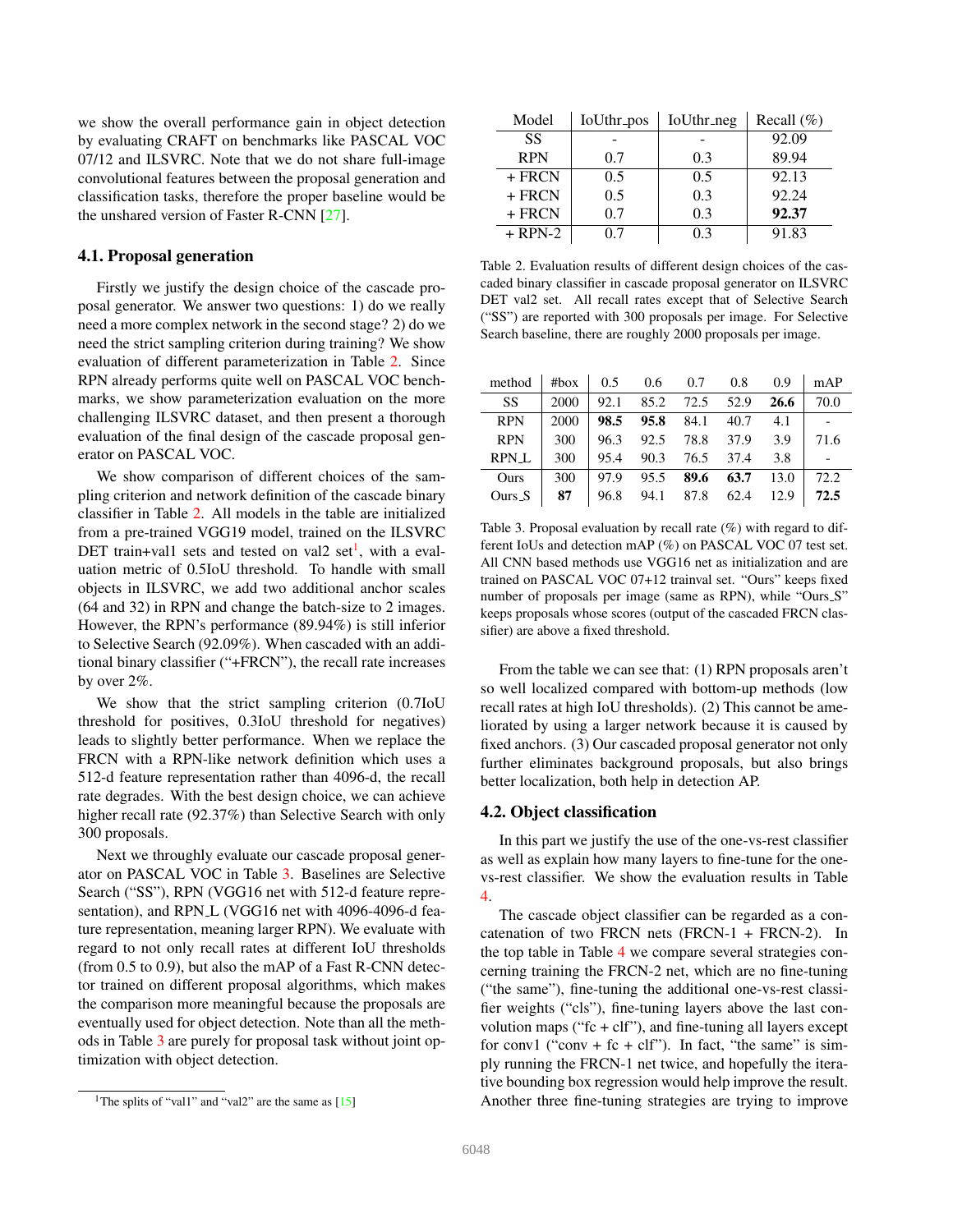we show the overall performance gain in object detection by evaluating CRAFT on benchmarks like PASCAL VOC 07/12 and ILSVRC. Note that we do not share full-image convolutional features between the proposal generation and classification tasks, therefore the proper baseline would be the unshared version of Faster R-CNN [27].

## 4.1. Proposal generation

Firstly we justify the design choice of the cascade proposal generator. We answer two questions: 1) do we really need a more complex network in the second stage? 2) do we need the strict sampling criterion during training? We show evaluation of different parameterization in Table 2. Since RPN already performs quite well on PASCAL VOC benchmarks, we show parameterization evaluation on the more challenging ILSVRC dataset, and then present a thorough evaluation of the final design of the cascade proposal generator on PASCAL VOC.

We show comparison of different choices of the sampling criterion and network definition of the cascade binary classifier in Table 2. All models in the table are initialized from a pre-trained VGG19 model, trained on the ILSVRC DET train+val1 sets and tested on val2 set[1], with a evaluation metric of 0.5IoU threshold. To handle with small objects in ILSVRC, we add two additional anchor scales (64 and 32) in RPN and change the batch-size to 2 images. However, the RPN's performance (89.94%) is still inferior to Selective Search (92.09%). When cascaded with an additional binary classifier ("+FRCN"), the recall rate increases by over 2%.

We show that the strict sampling criterion (0.7IoU threshold for positives, 0.3IoU threshold for negatives) leads to slightly better performance. When we replace the FRCN with a RPN-like network definition which uses a 512-d feature representation rather than 4096-d, the recall rate degrades. With the best design choice, we can achieve higher recall rate (92.37%) than Selective Search with only 300 proposals.

Next we throughly evaluate our cascade proposal generator on PASCAL VOC in Table 3. Baselines are Selective Search ("SS"), RPN (VGG16 net with 512-d feature representation), and RPN_L (VGG16 net with 4096-4096-d feature representation, meaning larger RPN). We evaluate with regard to not only recall rates at different IoU thresholds (from 0.5 to 0.9), but also the mAP of a Fast R-CNN detector trained on different proposal algorithms, which makes the comparison more meaningful because the proposals are eventually used for object detection. Note than all the methods in Table 3 are purely for proposal task without joint optimization with object detection.

[1]The splits of "val1" and "val2" are the same as [15]

| Model | IoUthr_pos | IoUthr_neg | Recall (%) |
|---|---|---|---|
| SS | - | - | 92.09 |
| RPN | 0.7 | 0.3 | 89.94 |
| + FRCN | 0.5 | 0.5 | 92.13 |
| + FRCN | 0.5 | 0.3 | 92.24 |
| + FRCN | 0.7 | 0.3 | **92.37** |
| + RPN-2 | 0.7 | 0.3 | 91.83 |

Table 2. Evaluation results of different design choices of the cascaded binary classifier in cascade proposal generator on ILSVRC DET val2 set. All recall rates except that of Selective Search ("SS") are reported with 300 proposals per image. For Selective Search baseline, there are roughly 2000 proposals per image.

| method | #box | 0.5 | 0.6 | 0.7 | 0.8 | 0.9 | mAP |
|---|---|---|---|---|---|---|---|
| SS | 2000 | 92.1 | 85.2 | 72.5 | 52.9 | **26.6** | 70.0 |
| RPN | 2000 | **98.5** | **95.8** | 84.1 | 40.7 | 4.1 | - |
| RPN | 300 | 96.3 | 92.5 | 78.8 | 37.9 | 3.9 | 71.6 |
| RPN_L | 300 | 95.4 | 90.3 | 76.5 | 37.4 | 3.8 | - |
| Ours | 300 | 97.9 | 95.5 | **89.6** | **63.7** | 13.0 | 72.2 |
| Ours_S | **87** | 96.8 | 94.1 | 87.8 | 62.4 | 12.9 | **72.5** |

Table 3. Proposal evaluation by recall rate (%) with regard to different IoUs and detection mAP (%) on PASCAL VOC 07 test set. All CNN based methods use VGG16 net as initialization and are trained on PASCAL VOC 07+12 trainval set. "Ours" keeps fixed number of proposals per image (same as RPN), while "Ours_S" keeps proposals whose scores (output of the cascaded FRCN classifier) are above a fixed threshold.

From the table we can see that: (1) RPN proposals aren't so well localized compared with bottom-up methods (low recall rates at high IoU thresholds). (2) This cannot be ameliorated by using a larger network because it is caused by fixed anchors. (3) Our cascaded proposal generator not only further eliminates background proposals, but also brings better localization, both help in detection AP.

## 4.2. Object classification

In this part we justify the use of the one-vs-rest classifier as well as explain how many layers to fine-tune for the one-vs-rest classifier. We show the evaluation results in Table 4.

The cascade object classifier can be regarded as a concatenation of two FRCN nets (FRCN-1 + FRCN-2). In the top table in Table 4 we compare several strategies concerning training the FRCN-2 net, which are no fine-tuning ("the same"), fine-tuning the additional one-vs-rest classifier weights ("cls"), fine-tuning layers above the last convolution maps ("fc + clf"), and fine-tuning all layers except for conv1 ("conv + fc + clf"). In fact, "the same" is simply running the FRCN-1 net twice, and hopefully the iterative bounding box regression would help improve the result. Another three fine-tuning strategies are trying to improve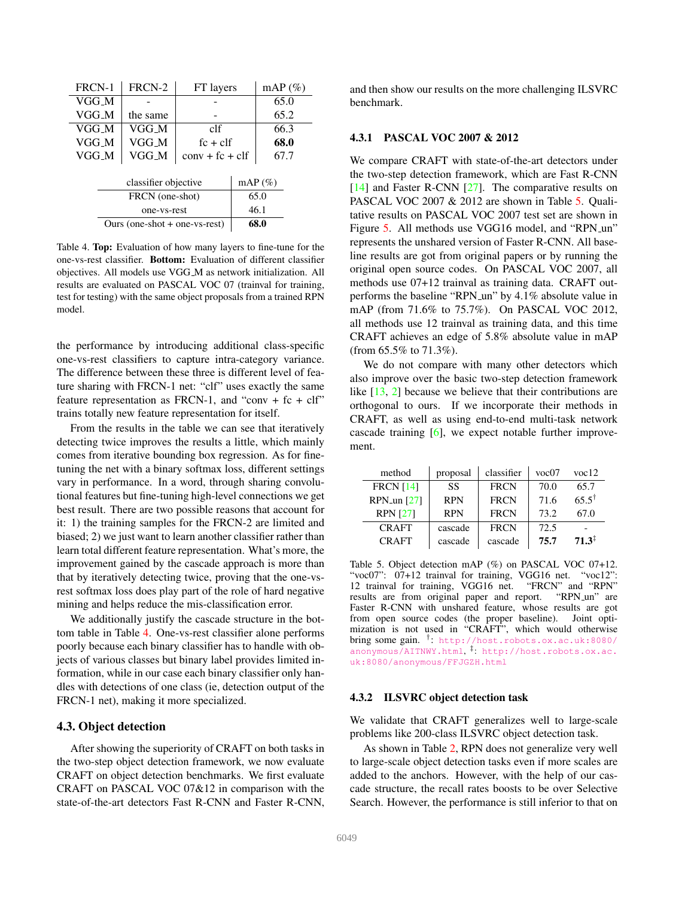| FRCN-1 | FRCN-2 | FT layers | mAP (%) |
|---|---|---|---|
| VGG_M | - | - | 65.0 |
| VGG_M | the same | - | 65.2 |
| VGG_M | VGG_M | clf | 66.3 |
| VGG_M | VGG_M | fc + clf | **68.0** |
| VGG_M | VGG_M | conv + fc + clf | 67.7 |

| classifier objective | mAP (%) |
|---|---|
| FRCN (one-shot) | 65.0 |
| one-vs-rest | 46.1 |
| Ours (one-shot + one-vs-rest) | **68.0** |

Table 4. **Top:** Evaluation of how many layers to fine-tune for the one-vs-rest classifier. **Bottom:** Evaluation of different classifier objectives. All models use VGG_M as network initialization. All results are evaluated on PASCAL VOC 07 (trainval for training, test for testing) with the same object proposals from a trained RPN model.

the performance by introducing additional class-specific one-vs-rest classifiers to capture intra-category variance. The difference between these three is different level of feature sharing with FRCN-1 net: "clf" uses exactly the same feature representation as FRCN-1, and "conv + fc + clf" trains totally new feature representation for itself.

From the results in the table we can see that iteratively detecting twice improves the results a little, which mainly comes from iterative bounding box regression. As for fine-tuning the net with a binary softmax loss, different settings vary in performance. In a word, through sharing convolutional features but fine-tuning high-level connections we get best result. There are two possible reasons that account for it: 1) the training samples for the FRCN-2 are limited and biased; 2) we just want to learn another classifier rather than learn total different feature representation. What's more, the improvement gained by the cascade approach is more than that by iteratively detecting twice, proving that the one-vs-rest softmax loss does play part of the role of hard negative mining and helps reduce the mis-classification error.

We additionally justify the cascade structure in the bottom table in Table 4. One-vs-rest classifier alone performs poorly because each binary classifier has to handle with objects of various classes but binary label provides limited information, while in our case each binary classifier only handles with detections of one class (ie, detection output of the FRCN-1 net), making it more specialized.

## 4.3. Object detection

After showing the superiority of CRAFT on both tasks in the two-step object detection framework, we now evaluate CRAFT on object detection benchmarks. We first evaluate CRAFT on PASCAL VOC 07&12 in comparison with the state-of-the-art detectors Fast R-CNN and Faster R-CNN, and then show our results on the more challenging ILSVRC benchmark.

### 4.3.1 PASCAL VOC 2007 & 2012

We compare CRAFT with state-of-the-art detectors under the two-step detection framework, which are Fast R-CNN [14] and Faster R-CNN [27]. The comparative results on PASCAL VOC 2007 & 2012 are shown in Table 5. Qualitative results on PASCAL VOC 2007 test set are shown in Figure 5. All methods use VGG16 model, and "RPN_un" represents the unshared version of Faster R-CNN. All baseline results are got from original papers or by running the original open source codes. On PASCAL VOC 2007, all methods use 07+12 trainval as training data. CRAFT outperforms the baseline "RPN_un" by 4.1% absolute value in mAP (from 71.6% to 75.7%). On PASCAL VOC 2012, all methods use 12 trainval as training data, and this time CRAFT achieves an edge of 5.8% absolute value in mAP (from 65.5% to 71.3%).

We do not compare with many other detectors which also improve over the basic two-step detection framework like [13, 2] because we believe that their contributions are orthogonal to ours. If we incorporate their methods in CRAFT, as well as using end-to-end multi-task network cascade training [6], we expect notable further improvement.

| method | proposal | classifier | voc07 | voc12 |
|---|---|---|---|---|
| FRCN [14] | SS | FRCN | 70.0 | 65.7 |
| RPN_un [27] | RPN | FRCN | 71.6 | 65.5[†] |
| RPN [27] | RPN | FRCN | 73.2 | 67.0 |
| CRAFT | cascade | FRCN | 72.5 | - |
| CRAFT | cascade | cascade | **75.7** | **71.3**[‡] |

Table 5. Object detection mAP (%) on PASCAL VOC 07+12. "voc07": 07+12 trainval for training, VGG16 net. "voc12": 12 trainval for training, VGG16 net. "FRCN" and "RPN" results are from original paper and report. "RPN_un" are Faster R-CNN with unshared feature, whose results are got from open source codes (the proper baseline). Joint optimization is not used in "CRAFT", which would otherwise bring some gain. [†]: http://host.robots.ox.ac.uk:8080/anonymous/AITNWY.html, [‡]: http://host.robots.ox.ac.uk:8080/anonymous/FFJGZH.html

### 4.3.2 ILSVRC object detection task

We validate that CRAFT generalizes well to large-scale problems like 200-class ILSVRC object detection task.

As shown in Table 2, RPN does not generalize very well to large-scale object detection tasks even if more scales are added to the anchors. However, with the help of our cascade structure, the recall rates boosts to be over Selective Search. However, the performance is still inferior to that on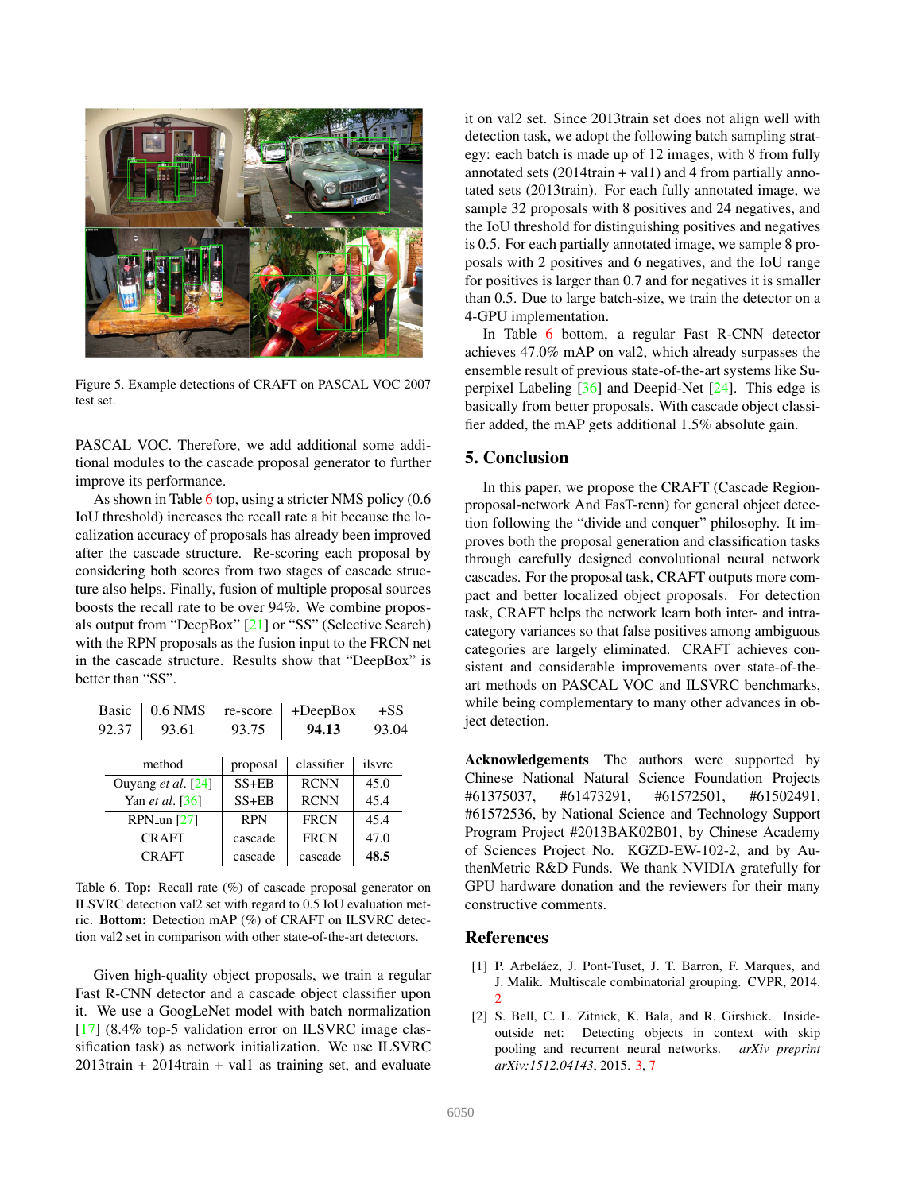Figure 5. Example detections of CRAFT on PASCAL VOC 2007 test set.

PASCAL VOC. Therefore, we add additional some additional modules to the cascade proposal generator to further improve its performance.

As shown in Table 6 top, using a stricter NMS policy (0.6 IoU threshold) increases the recall rate a bit because the localization accuracy of proposals has already been improved after the cascade structure. Re-scoring each proposal by considering both scores from two stages of cascade structure also helps. Finally, fusion of multiple proposal sources boosts the recall rate to be over 94%. We combine proposals output from "DeepBox" [21] or "SS" (Selective Search) with the RPN proposals as the fusion input to the FRCN net in the cascade structure. Results show that "DeepBox" is better than "SS".

| Basic | 0.6 NMS | re-score | +DeepBox | +SS |
|---|---|---|---|---|
| 92.37 | 93.61 | 93.75 | **94.13** | 93.04 |

| method | proposal | classifier | ilsvrc |
|---|---|---|---|
| Ouyang *et al.* [24] | SS+EB | RCNN | 45.0 |
| Yan *et al.* [36] | SS+EB | RCNN | 45.4 |
| RPN_un [27] | RPN | FRCN | 45.4 |
| CRAFT | cascade | FRCN | 47.0 |
| CRAFT | cascade | cascade | **48.5** |

Table 6. **Top:** Recall rate (%) of cascade proposal generator on ILSVRC detection val2 set with regard to 0.5 IoU evaluation metric. **Bottom:** Detection mAP (%) of CRAFT on ILSVRC detection val2 set in comparison with other state-of-the-art detectors.

Given high-quality object proposals, we train a regular Fast R-CNN detector and a cascade object classifier upon it. We use a GoogLeNet model with batch normalization [17] (8.4% top-5 validation error on ILSVRC image classification task) as network initialization. We use ILSVRC 2013train + 2014train + val1 as training set, and evaluate it on val2 set. Since 2013train set does not align well with detection task, we adopt the following batch sampling strategy: each batch is made up of 12 images, with 8 from fully annotated sets (2014train + val1) and 4 from partially annotated sets (2013train). For each fully annotated image, we sample 32 proposals with 8 positives and 24 negatives, and the IoU threshold for distinguishing positives and negatives is 0.5. For each partially annotated image, we sample 8 proposals with 2 positives and 6 negatives, and the IoU range for positives is larger than 0.7 and for negatives it is smaller than 0.5. Due to large batch-size, we train the detector on a 4-GPU implementation.

In Table 6 bottom, a regular Fast R-CNN detector achieves 47.0% mAP on val2, which already surpasses the ensemble result of previous state-of-the-art systems like Superpixel Labeling [36] and Deepid-Net [24]. This edge is basically from better proposals. With cascade object classifier added, the mAP gets additional 1.5% absolute gain.

## 5. Conclusion

In this paper, we propose the CRAFT (Cascade Region-proposal-network And FasT-rcnn) for general object detection following the "divide and conquer" philosophy. It improves both the proposal generation and classification tasks through carefully designed convolutional neural network cascades. For the proposal task, CRAFT outputs more compact and better localized object proposals. For detection task, CRAFT helps the network learn both inter- and intra-category variances so that false positives among ambiguous categories are largely eliminated. CRAFT achieves consistent and considerable improvements over state-of-the-art methods on PASCAL VOC and ILSVRC benchmarks, while being complementary to many other advances in object detection.

**Acknowledgements** The authors were supported by Chinese National Natural Science Foundation Projects #61375037, #61473291, #61572501, #61502491, #61572536, by National Science and Technology Support Program Project #2013BAK02B01, by Chinese Academy of Sciences Project No. KGZD-EW-102-2, and by AuthenMetric R&D Funds. We thank NVIDIA gratefully for GPU hardware donation and the reviewers for their many constructive comments.

## References

[1] P. Arbeláez, J. Pont-Tuset, J. T. Barron, F. Marques, and J. Malik. Multiscale combinatorial grouping. CVPR, 2014. 2

[2] S. Bell, C. L. Zitnick, K. Bala, and R. Girshick. Inside-outside net: Detecting objects in context with skip pooling and recurrent neural networks. *arXiv preprint arXiv:1512.04143*, 2015. 3, 7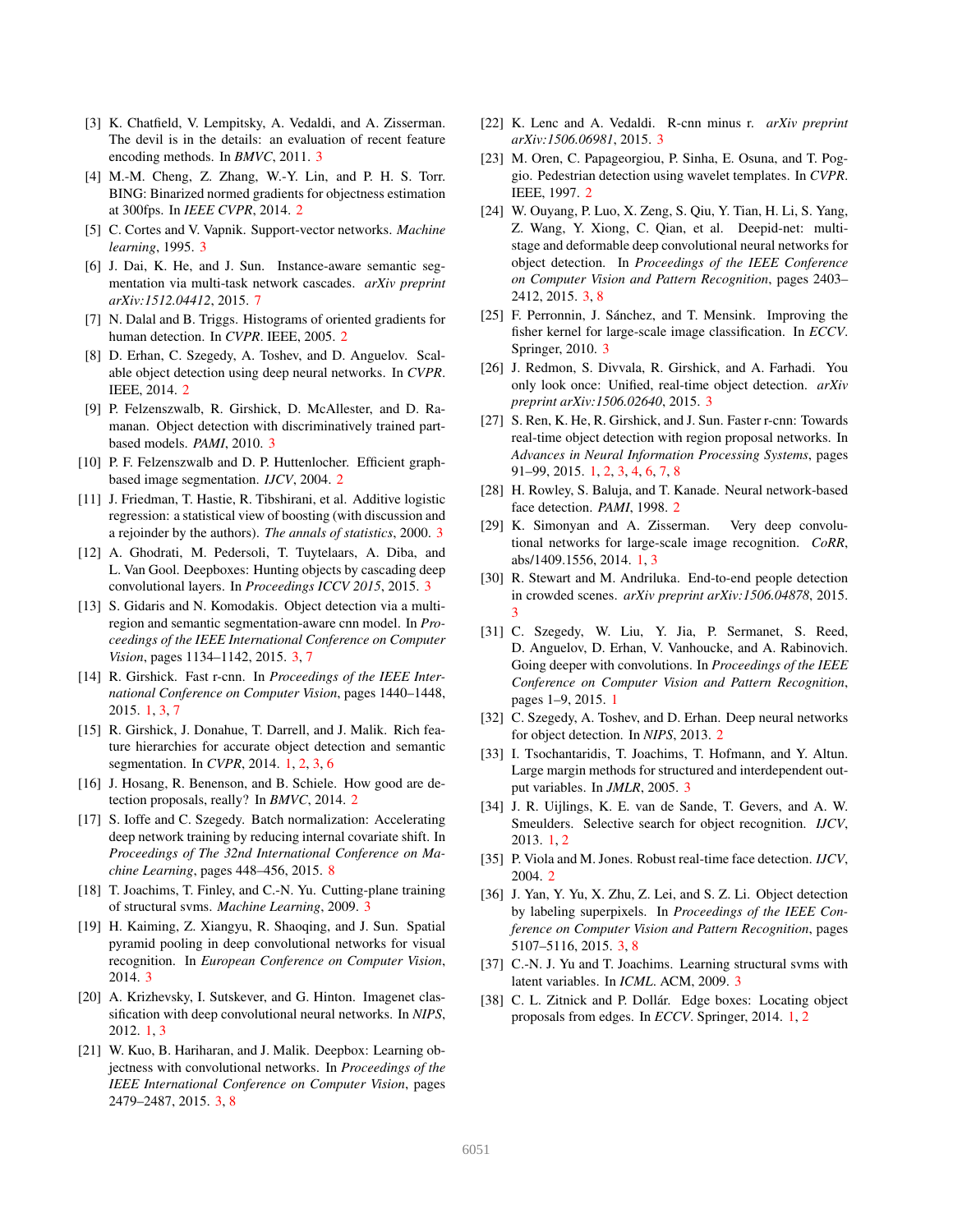[3] K. Chatfield, V. Lempitsky, A. Vedaldi, and A. Zisserman. The devil is in the details: an evaluation of recent feature encoding methods. In *BMVC*, 2011. 3

[4] M.-M. Cheng, Z. Zhang, W.-Y. Lin, and P. H. S. Torr. BING: Binarized normed gradients for objectness estimation at 300fps. In *IEEE CVPR*, 2014. 2

[5] C. Cortes and V. Vapnik. Support-vector networks. *Machine learning*, 1995. 3

[6] J. Dai, K. He, and J. Sun. Instance-aware semantic segmentation via multi-task network cascades. *arXiv preprint arXiv:1512.04412*, 2015. 7

[7] N. Dalal and B. Triggs. Histograms of oriented gradients for human detection. In *CVPR*. IEEE, 2005. 2

[8] D. Erhan, C. Szegedy, A. Toshev, and D. Anguelov. Scalable object detection using deep neural networks. In *CVPR*. IEEE, 2014. 2

[9] P. Felzenszwalb, R. Girshick, D. McAllester, and D. Ramanan. Object detection with discriminatively trained part-based models. *PAMI*, 2010. 3

[10] P. F. Felzenszwalb and D. P. Huttenlocher. Efficient graph-based image segmentation. *IJCV*, 2004. 2

[11] J. Friedman, T. Hastie, R. Tibshirani, et al. Additive logistic regression: a statistical view of boosting (with discussion and a rejoinder by the authors). *The annals of statistics*, 2000. 3

[12] A. Ghodrati, M. Pedersoli, T. Tuytelaars, A. Diba, and L. Van Gool. Deepboxes: Hunting objects by cascading deep convolutional layers. In *Proceedings ICCV 2015*, 2015. 3

[13] S. Gidaris and N. Komodakis. Object detection via a multi-region and semantic segmentation-aware cnn model. In *Proceedings of the IEEE International Conference on Computer Vision*, pages 1134–1142, 2015. 3, 7

[14] R. Girshick. Fast r-cnn. In *Proceedings of the IEEE International Conference on Computer Vision*, pages 1440–1448, 2015. 1, 3, 7

[15] R. Girshick, J. Donahue, T. Darrell, and J. Malik. Rich feature hierarchies for accurate object detection and semantic segmentation. In *CVPR*, 2014. 1, 2, 3, 6

[16] J. Hosang, R. Benenson, and B. Schiele. How good are detection proposals, really? In *BMVC*, 2014. 2

[17] S. Ioffe and C. Szegedy. Batch normalization: Accelerating deep network training by reducing internal covariate shift. In *Proceedings of The 32nd International Conference on Machine Learning*, pages 448–456, 2015. 8

[18] T. Joachims, T. Finley, and C.-N. Yu. Cutting-plane training of structural svms. *Machine Learning*, 2009. 3

[19] H. Kaiming, Z. Xiangyu, R. Shaoqing, and J. Sun. Spatial pyramid pooling in deep convolutional networks for visual recognition. In *European Conference on Computer Vision*, 2014. 3

[20] A. Krizhevsky, I. Sutskever, and G. Hinton. Imagenet classification with deep convolutional neural networks. In *NIPS*, 2012. 1, 3

[21] W. Kuo, B. Hariharan, and J. Malik. Deepbox: Learning objectness with convolutional networks. In *Proceedings of the IEEE International Conference on Computer Vision*, pages 2479–2487, 2015. 3, 8

[22] K. Lenc and A. Vedaldi. R-cnn minus r. *arXiv preprint arXiv:1506.06981*, 2015. 3

[23] M. Oren, C. Papageorgiou, P. Sinha, E. Osuna, and T. Poggio. Pedestrian detection using wavelet templates. In *CVPR*. IEEE, 1997. 2

[24] W. Ouyang, P. Luo, X. Zeng, S. Qiu, Y. Tian, H. Li, S. Yang, Z. Wang, Y. Xiong, C. Qian, et al. Deepid-net: multi-stage and deformable deep convolutional neural networks for object detection. In *Proceedings of the IEEE Conference on Computer Vision and Pattern Recognition*, pages 2403–2412, 2015. 3, 8

[25] F. Perronnin, J. Sánchez, and T. Mensink. Improving the fisher kernel for large-scale image classification. In *ECCV*. Springer, 2010. 3

[26] J. Redmon, S. Divvala, R. Girshick, and A. Farhadi. You only look once: Unified, real-time object detection. *arXiv preprint arXiv:1506.02640*, 2015. 3

[27] S. Ren, K. He, R. Girshick, and J. Sun. Faster r-cnn: Towards real-time object detection with region proposal networks. In *Advances in Neural Information Processing Systems*, pages 91–99, 2015. 1, 2, 3, 4, 6, 7, 8

[28] H. Rowley, S. Baluja, and T. Kanade. Neural network-based face detection. *PAMI*, 1998. 2

[29] K. Simonyan and A. Zisserman. Very deep convolutional networks for large-scale image recognition. *CoRR*, abs/1409.1556, 2014. 1, 3

[30] R. Stewart and M. Andriluka. End-to-end people detection in crowded scenes. *arXiv preprint arXiv:1506.04878*, 2015. 3

[31] C. Szegedy, W. Liu, Y. Jia, P. Sermanet, S. Reed, D. Anguelov, D. Erhan, V. Vanhoucke, and A. Rabinovich. Going deeper with convolutions. In *Proceedings of the IEEE Conference on Computer Vision and Pattern Recognition*, pages 1–9, 2015. 1

[32] C. Szegedy, A. Toshev, and D. Erhan. Deep neural networks for object detection. In *NIPS*, 2013. 2

[33] I. Tsochantaridis, T. Joachims, T. Hofmann, and Y. Altun. Large margin methods for structured and interdependent output variables. In *JMLR*, 2005. 3

[34] J. R. Uijlings, K. E. van de Sande, T. Gevers, and A. W. Smeulders. Selective search for object recognition. *IJCV*, 2013. 1, 2

[35] P. Viola and M. Jones. Robust real-time face detection. *IJCV*, 2004. 2

[36] J. Yan, Y. Yu, X. Zhu, Z. Lei, and S. Z. Li. Object detection by labeling superpixels. In *Proceedings of the IEEE Conference on Computer Vision and Pattern Recognition*, pages 5107–5116, 2015. 3, 8

[37] C.-N. J. Yu and T. Joachims. Learning structural svms with latent variables. In *ICML*. ACM, 2009. 3

[38] C. L. Zitnick and P. Dollár. Edge boxes: Locating object proposals from edges. In *ECCV*. Springer, 2014. 1, 2